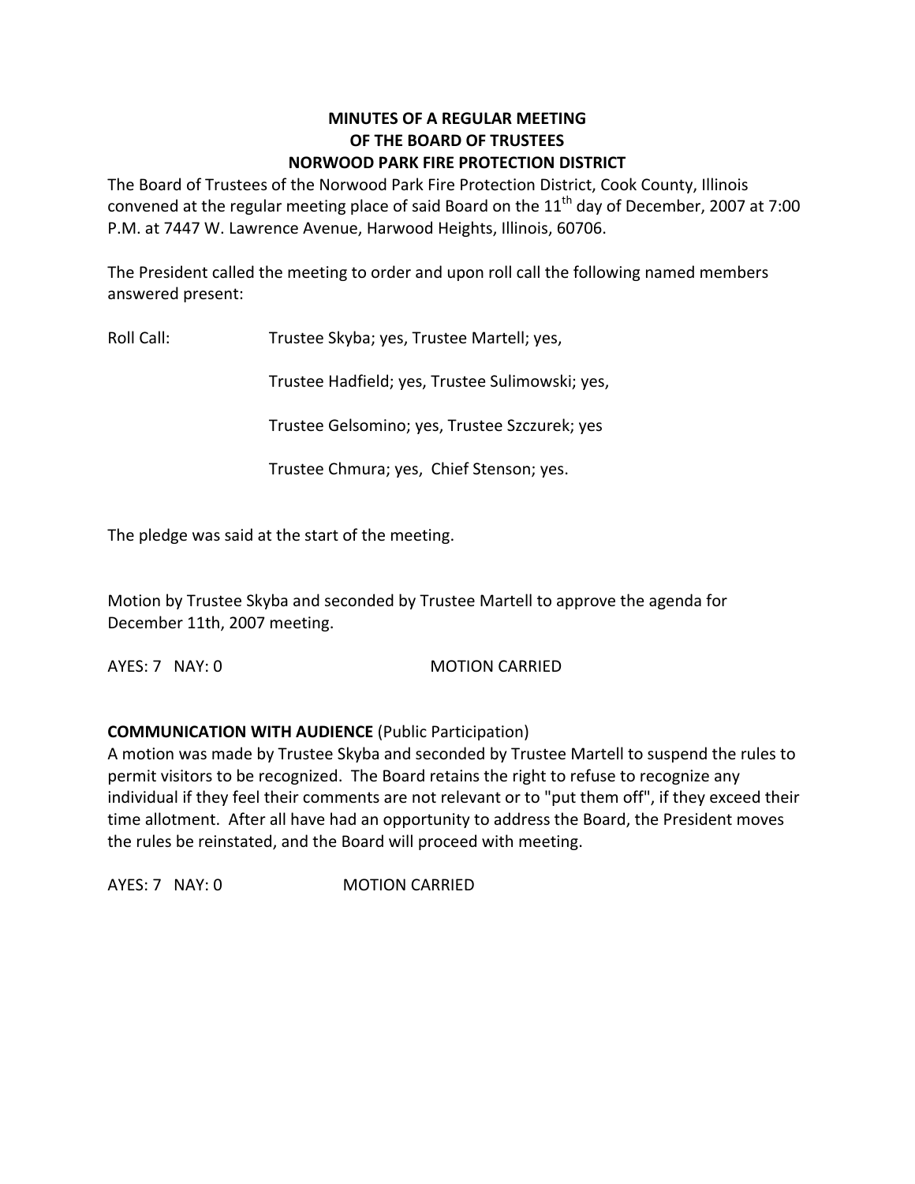**MINUTES OF A REGULAR MEETING**
**OF THE BOARD OF TRUSTEES**
**NORWOOD PARK FIRE PROTECTION DISTRICT**

The Board of Trustees of the Norwood Park Fire Protection District, Cook County, Illinois convened at the regular meeting place of said Board on the 11th day of December, 2007 at 7:00 P.M. at 7447 W. Lawrence Avenue, Harwood Heights, Illinois, 60706.

The President called the meeting to order and upon roll call the following named members answered present:

Roll Call: Trustee Skyba; yes, Trustee Martell; yes,

Trustee Hadfield; yes, Trustee Sulimowski; yes,

Trustee Gelsomino; yes, Trustee Szczurek; yes

Trustee Chmura; yes, Chief Stenson; yes.

The pledge was said at the start of the meeting.

Motion by Trustee Skyba and seconded by Trustee Martell to approve the agenda for December 11th, 2007 meeting.

AYES: 7 NAY: 0 MOTION CARRIED

**COMMUNICATION WITH AUDIENCE** (Public Participation)
A motion was made by Trustee Skyba and seconded by Trustee Martell to suspend the rules to permit visitors to be recognized. The Board retains the right to refuse to recognize any individual if they feel their comments are not relevant or to "put them off", if they exceed their time allotment. After all have had an opportunity to address the Board, the President moves the rules be reinstated, and the Board will proceed with meeting.

AYES: 7 NAY: 0 MOTION CARRIED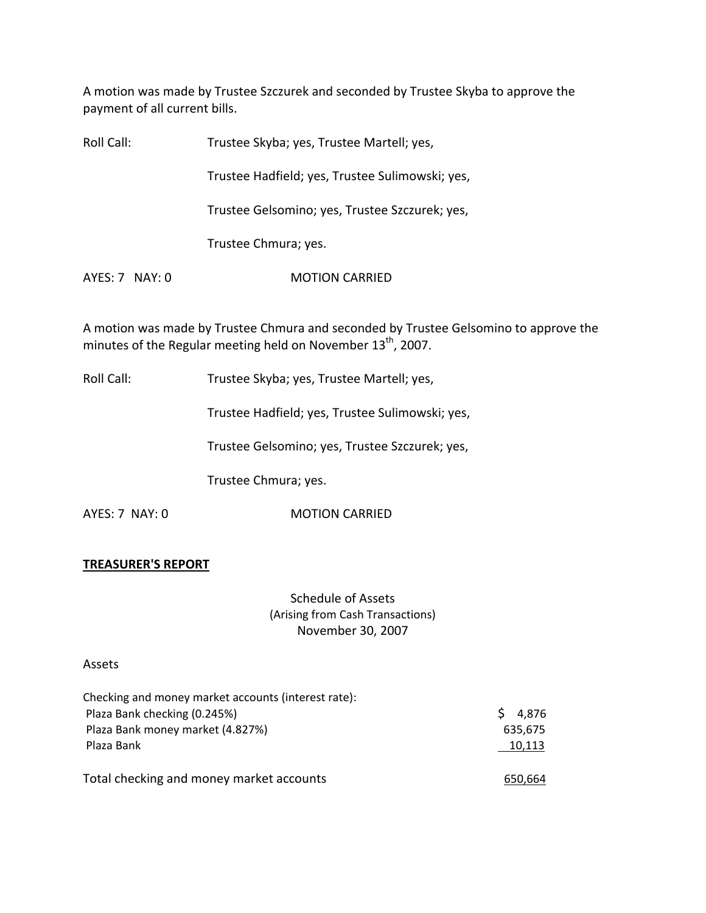A motion was made by Trustee Szczurek and seconded by Trustee Skyba to approve the payment of all current bills.

Roll Call: Trustee Skyba; yes, Trustee Martell; yes,

Trustee Hadfield; yes, Trustee Sulimowski; yes,

Trustee Gelsomino; yes, Trustee Szczurek; yes,

Trustee Chmura; yes.

AYES: 7 NAY: 0 MOTION CARRIED

A motion was made by Trustee Chmura and seconded by Trustee Gelsomino to approve the minutes of the Regular meeting held on November 13th, 2007.

Roll Call: Trustee Skyba; yes, Trustee Martell; yes,

Trustee Hadfield; yes, Trustee Sulimowski; yes,

Trustee Gelsomino; yes, Trustee Szczurek; yes,

Trustee Chmura; yes.

AYES: 7 NAY: 0 MOTION CARRIED

**TREASURER'S REPORT**

Schedule of Assets
(Arising from Cash Transactions)
November 30, 2007

Assets

| Checking and money market accounts (interest rate): | |
|---|---|
| Plaza Bank checking (0.245%) | $ 4,876 |
| Plaza Bank money market (4.827%) | 635,675 |
| Plaza Bank | 10,113 |
| Total checking and money market accounts | 650,664 |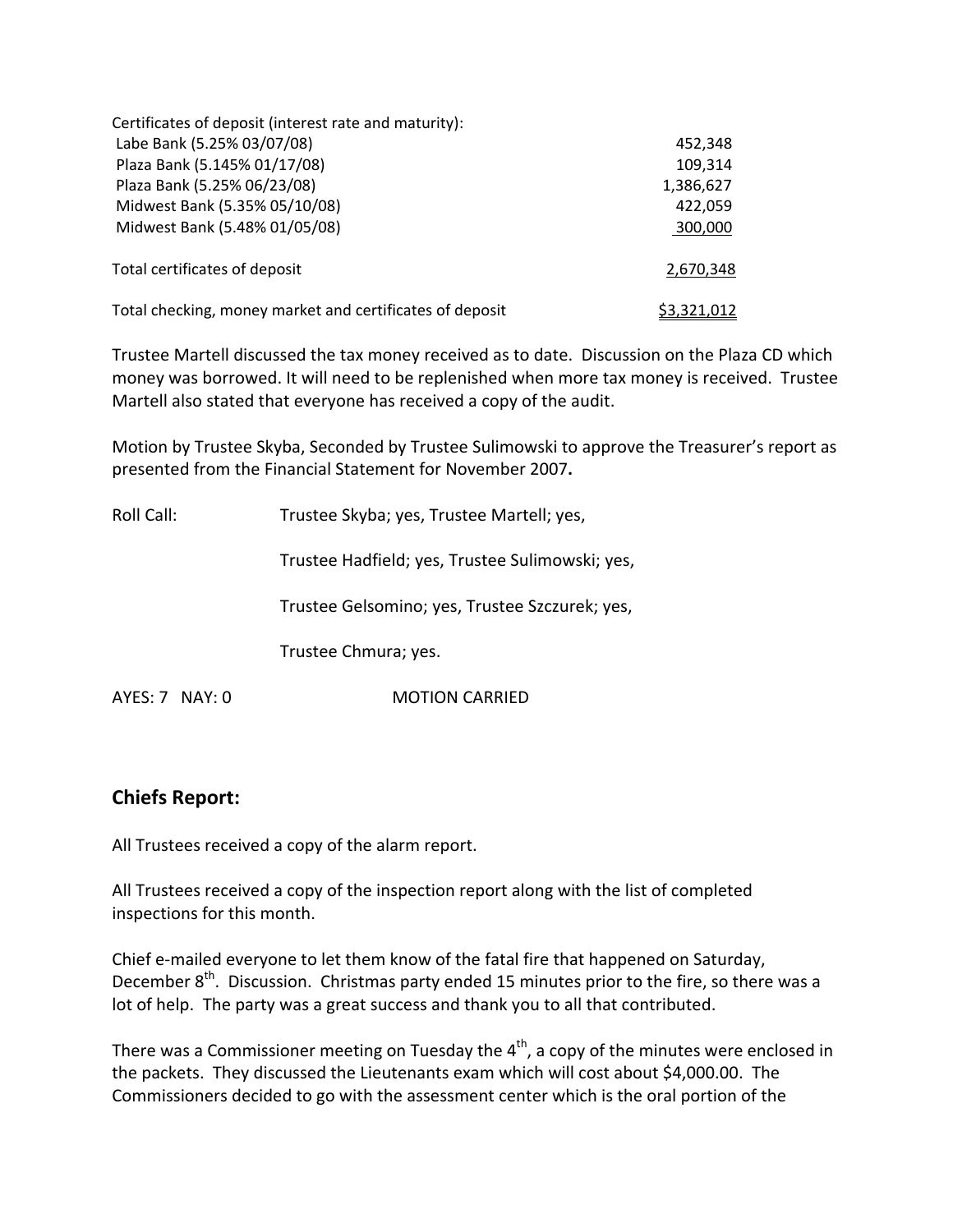| Certificates of deposit (interest rate and maturity): | |
| --- | --- |
| Labe Bank (5.25% 03/07/08) | 452,348 |
| Plaza Bank (5.145% 01/17/08) | 109,314 |
| Plaza Bank (5.25% 06/23/08) | 1,386,627 |
| Midwest Bank (5.35% 05/10/08) | 422,059 |
| Midwest Bank (5.48% 01/05/08) | 300,000 |
| Total certificates of deposit | 2,670,348 |
| Total checking, money market and certificates of deposit | $3,321,012 |

Trustee Martell discussed the tax money received as to date. Discussion on the Plaza CD which money was borrowed. It will need to be replenished when more tax money is received. Trustee Martell also stated that everyone has received a copy of the audit.

Motion by Trustee Skyba, Seconded by Trustee Sulimowski to approve the Treasurer's report as presented from the Financial Statement for November 2007**.**

Roll Call: Trustee Skyba; yes, Trustee Martell; yes,

Trustee Hadfield; yes, Trustee Sulimowski; yes,

Trustee Gelsomino; yes, Trustee Szczurek; yes,

Trustee Chmura; yes.

AYES: 7 NAY: 0 MOTION CARRIED

## Chiefs Report:

All Trustees received a copy of the alarm report.

All Trustees received a copy of the inspection report along with the list of completed inspections for this month.

Chief e-mailed everyone to let them know of the fatal fire that happened on Saturday, December 8th. Discussion. Christmas party ended 15 minutes prior to the fire, so there was a lot of help. The party was a great success and thank you to all that contributed.

There was a Commissioner meeting on Tuesday the 4th, a copy of the minutes were enclosed in the packets. They discussed the Lieutenants exam which will cost about $4,000.00. The Commissioners decided to go with the assessment center which is the oral portion of the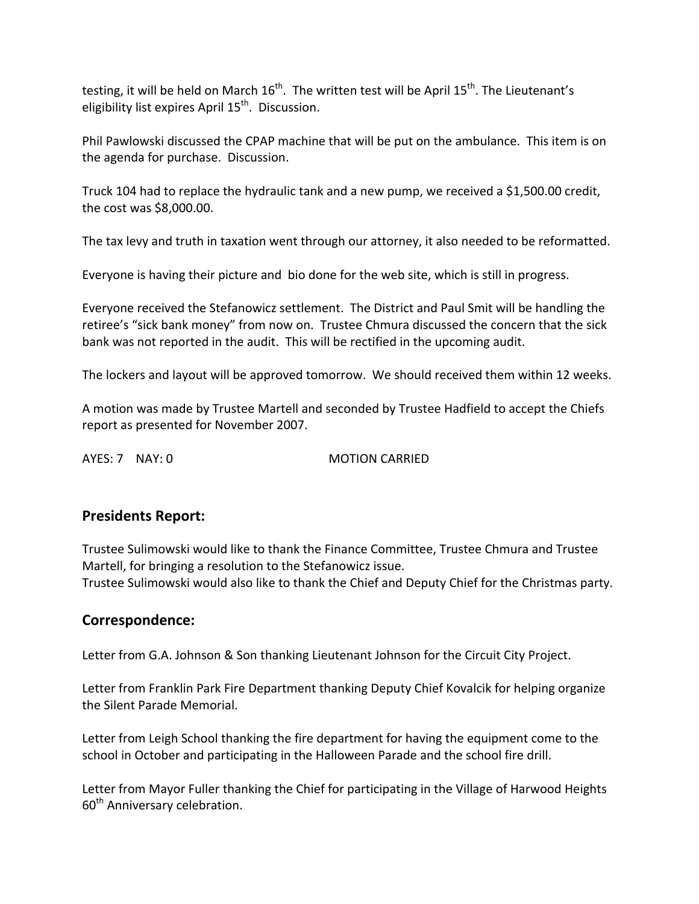testing, it will be held on March 16th. The written test will be April 15th. The Lieutenant's eligibility list expires April 15th. Discussion.

Phil Pawlowski discussed the CPAP machine that will be put on the ambulance. This item is on the agenda for purchase. Discussion.

Truck 104 had to replace the hydraulic tank and a new pump, we received a $1,500.00 credit, the cost was $8,000.00.

The tax levy and truth in taxation went through our attorney, it also needed to be reformatted.

Everyone is having their picture and bio done for the web site, which is still in progress.

Everyone received the Stefanowicz settlement. The District and Paul Smit will be handling the retiree's "sick bank money" from now on. Trustee Chmura discussed the concern that the sick bank was not reported in the audit. This will be rectified in the upcoming audit.

The lockers and layout will be approved tomorrow. We should received them within 12 weeks.

A motion was made by Trustee Martell and seconded by Trustee Hadfield to accept the Chiefs report as presented for November 2007.

AYES: 7 NAY: 0 MOTION CARRIED

## Presidents Report:

Trustee Sulimowski would like to thank the Finance Committee, Trustee Chmura and Trustee Martell, for bringing a resolution to the Stefanowicz issue.
Trustee Sulimowski would also like to thank the Chief and Deputy Chief for the Christmas party.

## Correspondence:

Letter from G.A. Johnson & Son thanking Lieutenant Johnson for the Circuit City Project.

Letter from Franklin Park Fire Department thanking Deputy Chief Kovalcik for helping organize the Silent Parade Memorial.

Letter from Leigh School thanking the fire department for having the equipment come to the school in October and participating in the Halloween Parade and the school fire drill.

Letter from Mayor Fuller thanking the Chief for participating in the Village of Harwood Heights 60th Anniversary celebration.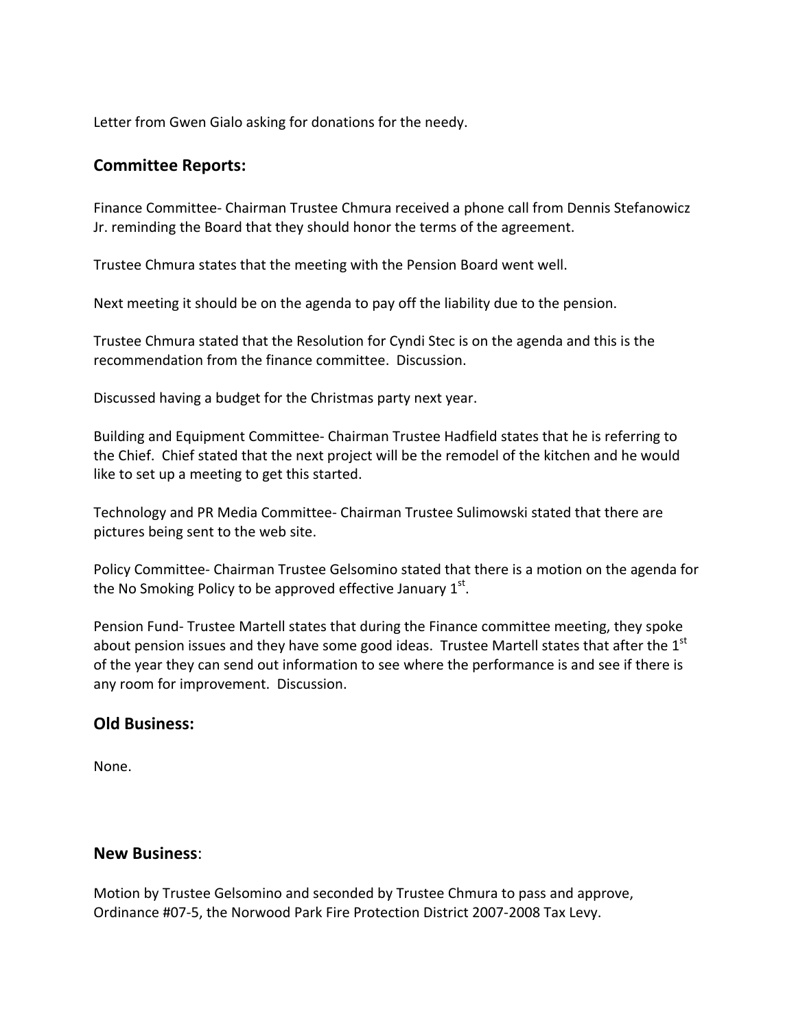Letter from Gwen Gialo asking for donations for the needy.

## Committee Reports:

Finance Committee- Chairman Trustee Chmura received a phone call from Dennis Stefanowicz Jr. reminding the Board that they should honor the terms of the agreement.

Trustee Chmura states that the meeting with the Pension Board went well.

Next meeting it should be on the agenda to pay off the liability due to the pension.

Trustee Chmura stated that the Resolution for Cyndi Stec is on the agenda and this is the recommendation from the finance committee. Discussion.

Discussed having a budget for the Christmas party next year.

Building and Equipment Committee- Chairman Trustee Hadfield states that he is referring to the Chief. Chief stated that the next project will be the remodel of the kitchen and he would like to set up a meeting to get this started.

Technology and PR Media Committee- Chairman Trustee Sulimowski stated that there are pictures being sent to the web site.

Policy Committee- Chairman Trustee Gelsomino stated that there is a motion on the agenda for the No Smoking Policy to be approved effective January 1st.

Pension Fund- Trustee Martell states that during the Finance committee meeting, they spoke about pension issues and they have some good ideas. Trustee Martell states that after the 1st of the year they can send out information to see where the performance is and see if there is any room for improvement. Discussion.

## Old Business:

None.

## New Business:

Motion by Trustee Gelsomino and seconded by Trustee Chmura to pass and approve, Ordinance #07-5, the Norwood Park Fire Protection District 2007-2008 Tax Levy.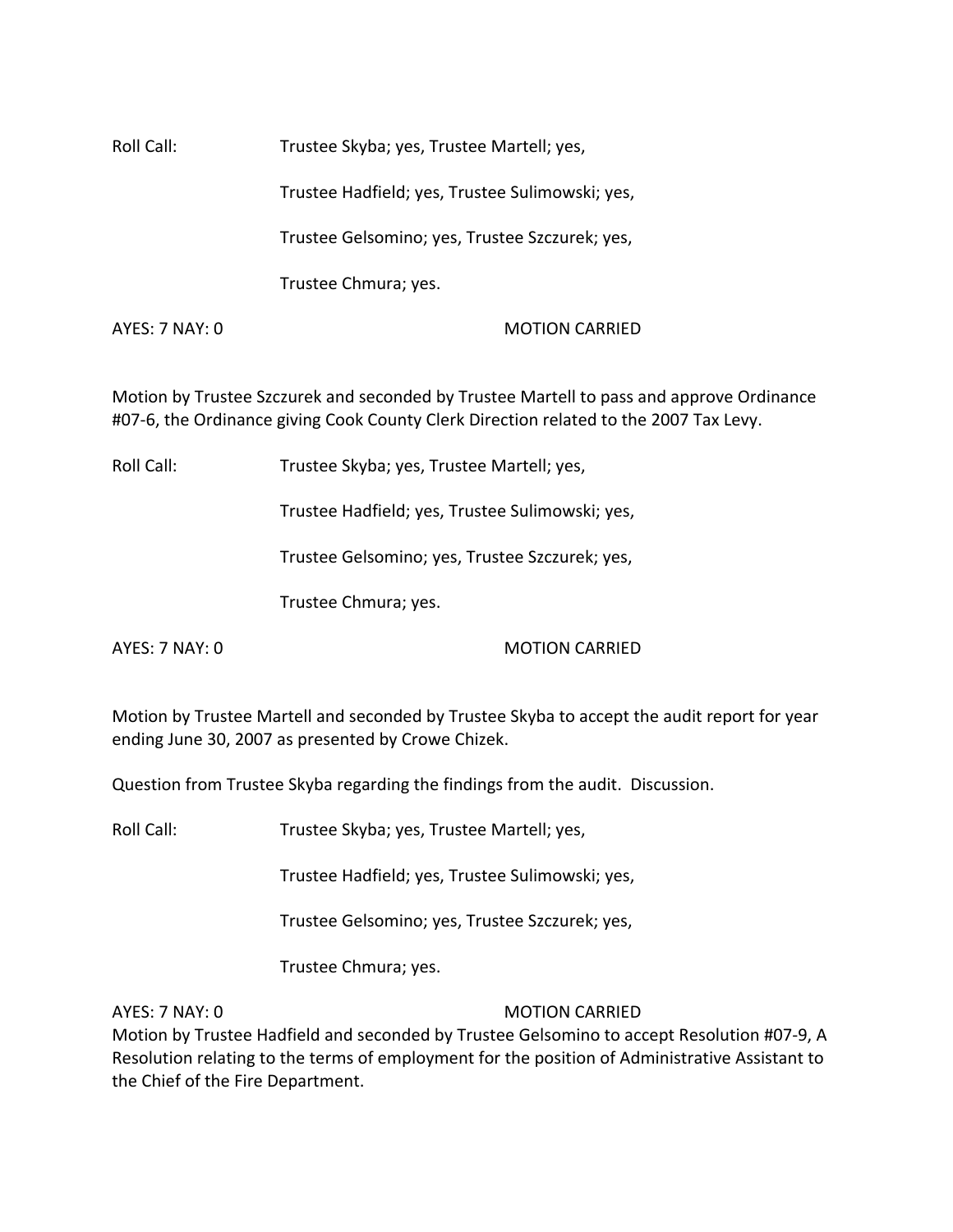Roll Call: Trustee Skyba; yes, Trustee Martell; yes,

Trustee Hadfield; yes, Trustee Sulimowski; yes,

Trustee Gelsomino; yes, Trustee Szczurek; yes,

Trustee Chmura; yes.

AYES: 7 NAY: 0 MOTION CARRIED

Motion by Trustee Szczurek and seconded by Trustee Martell to pass and approve Ordinance #07-6, the Ordinance giving Cook County Clerk Direction related to the 2007 Tax Levy.

Roll Call: Trustee Skyba; yes, Trustee Martell; yes,

Trustee Hadfield; yes, Trustee Sulimowski; yes,

Trustee Gelsomino; yes, Trustee Szczurek; yes,

Trustee Chmura; yes.

AYES: 7 NAY: 0 MOTION CARRIED

Motion by Trustee Martell and seconded by Trustee Skyba to accept the audit report for year ending June 30, 2007 as presented by Crowe Chizek.

Question from Trustee Skyba regarding the findings from the audit. Discussion.

Roll Call: Trustee Skyba; yes, Trustee Martell; yes,

Trustee Hadfield; yes, Trustee Sulimowski; yes,

Trustee Gelsomino; yes, Trustee Szczurek; yes,

Trustee Chmura; yes.

AYES: 7 NAY: 0 MOTION CARRIED

Motion by Trustee Hadfield and seconded by Trustee Gelsomino to accept Resolution #07-9, A Resolution relating to the terms of employment for the position of Administrative Assistant to the Chief of the Fire Department.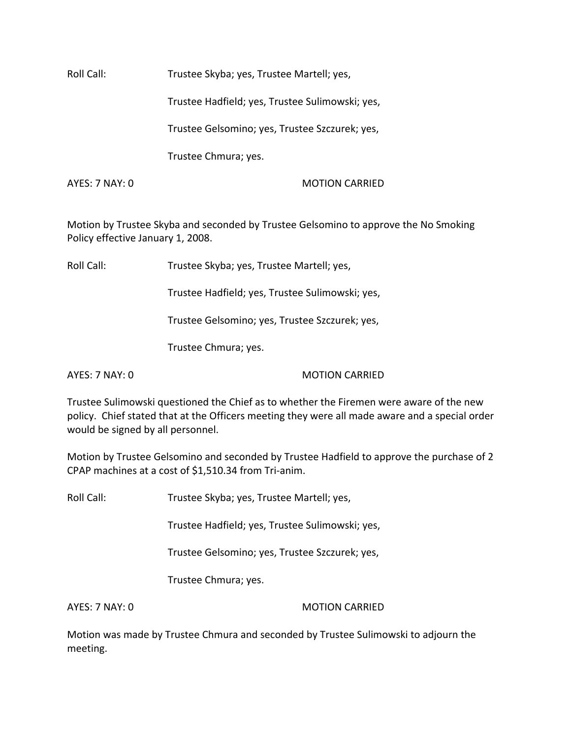Roll Call: Trustee Skyba; yes, Trustee Martell; yes,

Trustee Hadfield; yes, Trustee Sulimowski; yes,

Trustee Gelsomino; yes, Trustee Szczurek; yes,

Trustee Chmura; yes.

AYES: 7 NAY: 0 MOTION CARRIED

Motion by Trustee Skyba and seconded by Trustee Gelsomino to approve the No Smoking Policy effective January 1, 2008.

Roll Call: Trustee Skyba; yes, Trustee Martell; yes,

Trustee Hadfield; yes, Trustee Sulimowski; yes,

Trustee Gelsomino; yes, Trustee Szczurek; yes,

Trustee Chmura; yes.

AYES: 7 NAY: 0 MOTION CARRIED

Trustee Sulimowski questioned the Chief as to whether the Firemen were aware of the new policy. Chief stated that at the Officers meeting they were all made aware and a special order would be signed by all personnel.

Motion by Trustee Gelsomino and seconded by Trustee Hadfield to approve the purchase of 2 CPAP machines at a cost of $1,510.34 from Tri-anim.

Roll Call: Trustee Skyba; yes, Trustee Martell; yes,

Trustee Hadfield; yes, Trustee Sulimowski; yes,

Trustee Gelsomino; yes, Trustee Szczurek; yes,

Trustee Chmura; yes.

AYES: 7 NAY: 0 MOTION CARRIED

Motion was made by Trustee Chmura and seconded by Trustee Sulimowski to adjourn the meeting.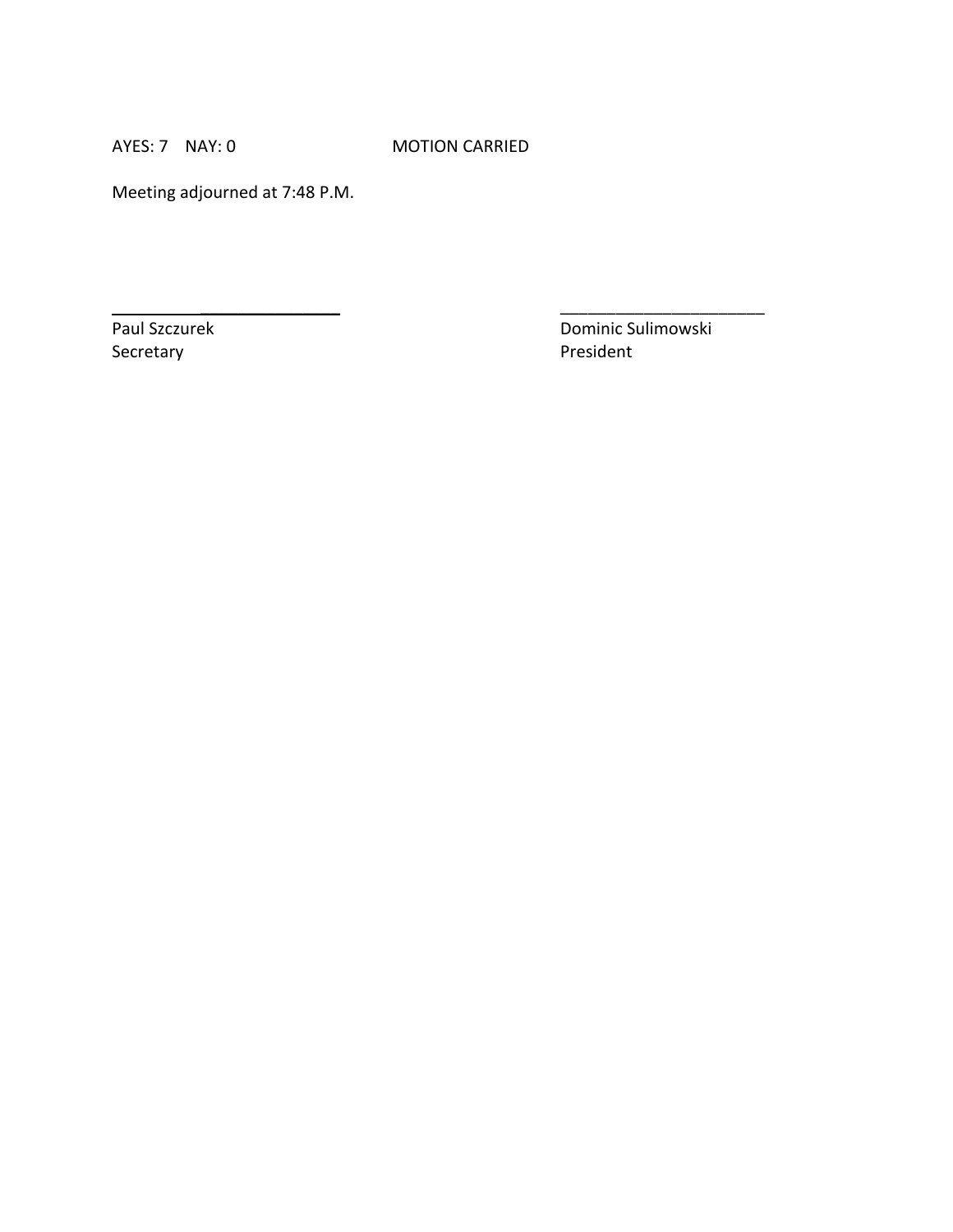AYES: 7 NAY: 0 MOTION CARRIED

Meeting adjourned at 7:48 P.M.

| | |
|---|---|
| ______________________ | ______________________ |
| Paul Szczurek | Dominic Sulimowski |
| Secretary | President |